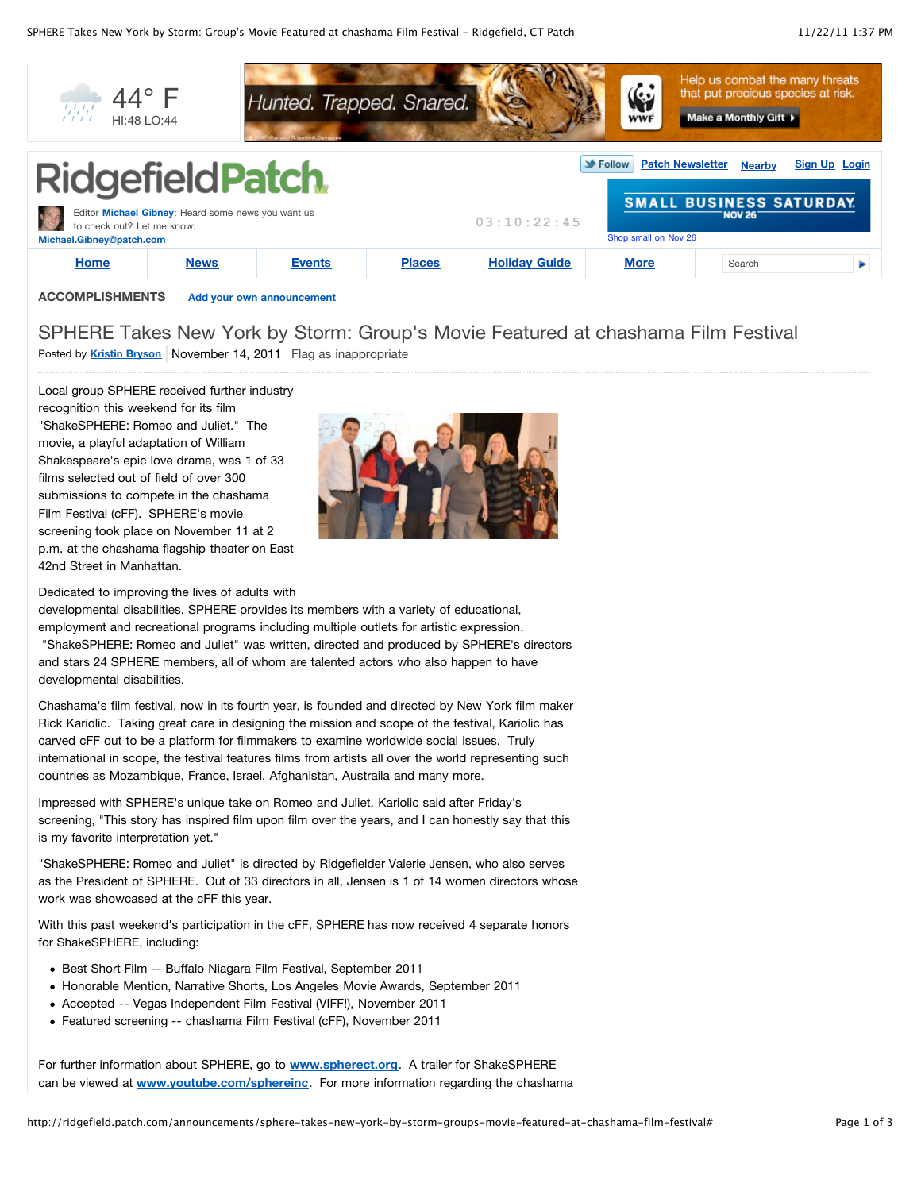44° F
HI:48 LO:44

Hunted. Trapped. Snared.

Help us combat the many threats that put precious species at risk.

Make a Monthly Gift

# RidgefieldPatch

Editor Michael Gibney: Heard some news you want us to check out? Let me know:
Michael.Gibney@patch.com

03:10:22:45

Follow | Patch Newsletter | Nearby | Sign Up | Login

SMALL BUSINESS SATURDAY NOV 26
Shop small on Nov 26

Home | News | Events | Places | Holiday Guide | More

**ACCOMPLISHMENTS** Add your own announcement

## SPHERE Takes New York by Storm: Group's Movie Featured at chashama Film Festival

Posted by Kristin Bryson | November 14, 2011 | Flag as inappropriate

Local group SPHERE received further industry recognition this weekend for its film "ShakeSPHERE: Romeo and Juliet." The movie, a playful adaptation of William Shakespeare's epic love drama, was 1 of 33 films selected out of field of over 300 submissions to compete in the chashama Film Festival (cFF). SPHERE's movie screening took place on November 11 at 2 p.m. at the chashama flagship theater on East 42nd Street in Manhattan.

Dedicated to improving the lives of adults with developmental disabilities, SPHERE provides its members with a variety of educational, employment and recreational programs including multiple outlets for artistic expression. "ShakeSPHERE: Romeo and Juliet" was written, directed and produced by SPHERE's directors and stars 24 SPHERE members, all of whom are talented actors who also happen to have developmental disabilities.

Chashama's film festival, now in its fourth year, is founded and directed by New York film maker Rick Kariolic. Taking great care in designing the mission and scope of the festival, Kariolic has carved cFF out to be a platform for filmmakers to examine worldwide social issues. Truly international in scope, the festival features films from artists all over the world representing such countries as Mozambique, France, Israel, Afghanistan, Austraila and many more.

Impressed with SPHERE's unique take on Romeo and Juliet, Kariolic said after Friday's screening, "This story has inspired film upon film over the years, and I can honestly say that this is my favorite interpretation yet."

"ShakeSPHERE: Romeo and Juliet" is directed by Ridgefielder Valerie Jensen, who also serves as the President of SPHERE. Out of 33 directors in all, Jensen is 1 of 14 women directors whose work was showcased at the cFF this year.

With this past weekend's participation in the cFF, SPHERE has now received 4 separate honors for ShakeSPHERE, including:

- Best Short Film -- Buffalo Niagara Film Festival, September 2011
- Honorable Mention, Narrative Shorts, Los Angeles Movie Awards, September 2011
- Accepted -- Vegas Independent Film Festival (VIFF!), November 2011
- Featured screening -- chashama Film Festival (cFF), November 2011

For further information about SPHERE, go to www.spherect.org. A trailer for ShakeSPHERE can be viewed at www.youtube.com/sphereinc. For more information regarding the chashama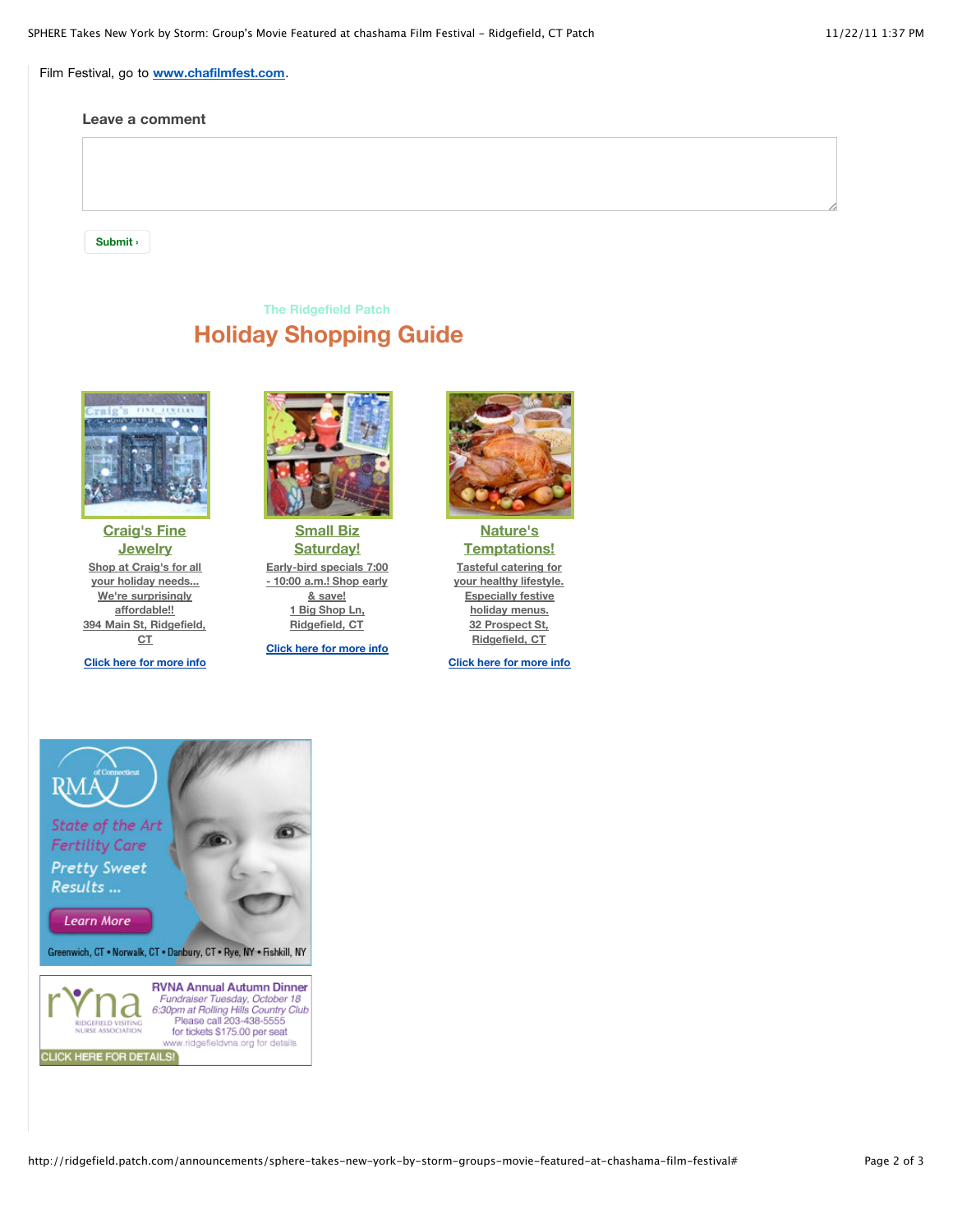Film Festival, go to www.chafilmfest.com.

Leave a comment

Submit ›

The Ridgefield Patch

## Holiday Shopping Guide

**Craig's Fine Jewelry**

Shop at Craig's for all your holiday needs... We're surprisingly affordable!! 394 Main St, Ridgefield, CT

Click here for more info

**Small Biz Saturday!**

Early-bird specials 7:00 - 10:00 a.m.! Shop early & save! 1 Big Shop Ln, Ridgefield, CT

Click here for more info

**Nature's Temptations!**

Tasteful catering for your healthy lifestyle. Especially festive holiday menus. 32 Prospect St, Ridgefield, CT

Click here for more info

RMA of Connecticut

State of the Art Fertility Care

Pretty Sweet Results ...

Learn More

Greenwich, CT • Norwalk, CT • Danbury, CT • Rye, NY • Fishkill, NY

rvna RIDGEFIELD VISITING NURSE ASSOCIATION

RVNA Annual Autumn Dinner

Fundraiser Tuesday, October 18

6:30pm at Rolling Hills Country Club

Please call 203-438-5555

for tickets $175.00 per seat

www.ridgefieldvna.org for details

CLICK HERE FOR DETAILS!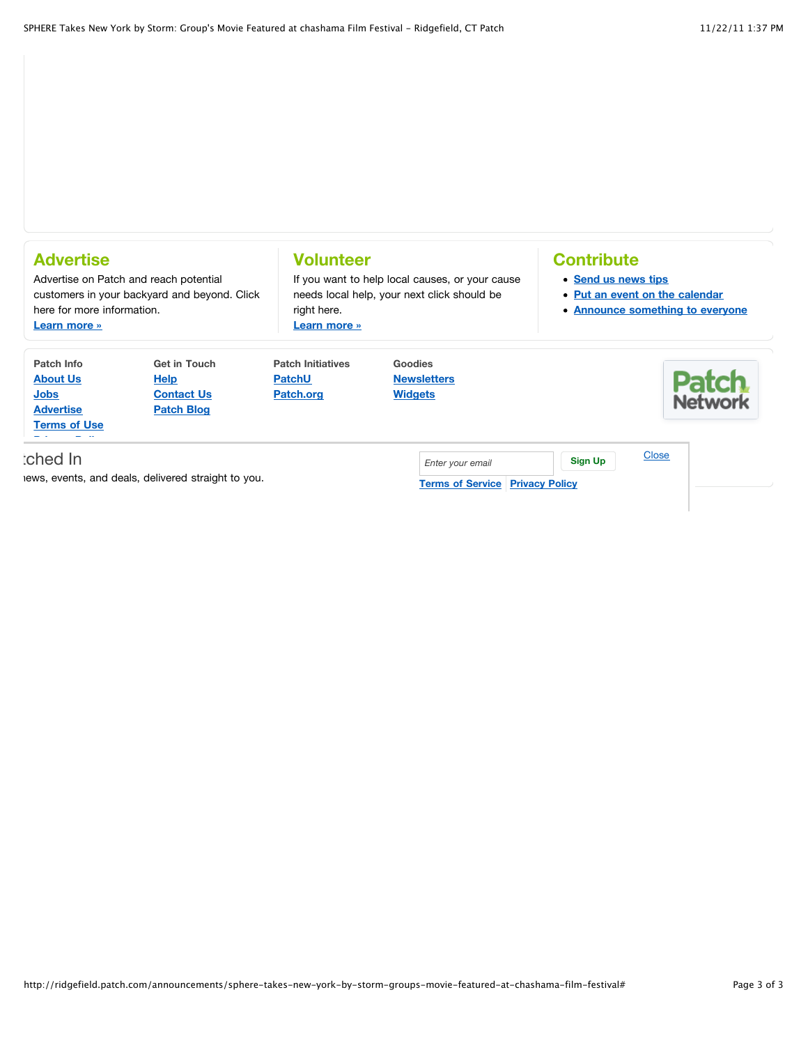## Advertise

Advertise on Patch and reach potential customers in your backyard and beyond. Click here for more information.

Learn more »

## Volunteer

If you want to help local causes, or your cause needs local help, your next click should be right here.

Learn more »

## Contribute

- Send us news tips
- Put an event on the calendar
- Announce something to everyone

**Patch Info**

About Us
Jobs
Advertise
Terms of Use

**Get in Touch**

Help
Contact Us
Patch Blog

**Patch Initiatives**

PatchU
Patch.org

**Goodies**

Newsletters
Widgets

Patch Network

:ched In

ıews, events, and deals, delivered straight to you.

Enter your email

Sign Up

Close

Terms of Service | Privacy Policy